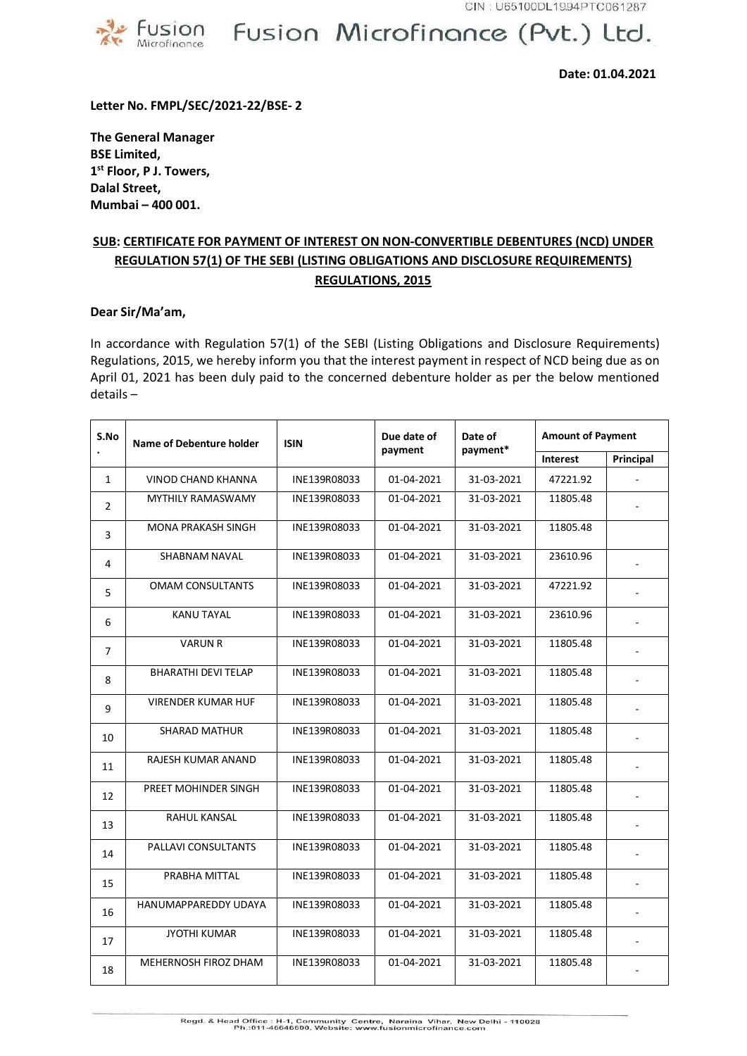CIN : U65100DL1994PTC061287

Fusion Microfinance (Pvt.) Ltd.

**Date: 01.04.2021**

**Letter No. FMPL/SEC/2021-22/BSE- 2**

**The General Manager**
**BSE Limited,**
**1st Floor, P J. Towers,**
**Dalal Street,**
**Mumbai – 400 001.**

## SUB: CERTIFICATE FOR PAYMENT OF INTEREST ON NON-CONVERTIBLE DEBENTURES (NCD) UNDER REGULATION 57(1) OF THE SEBI (LISTING OBLIGATIONS AND DISCLOSURE REQUIREMENTS) REGULATIONS, 2015

**Dear Sir/Ma'am,**

In accordance with Regulation 57(1) of the SEBI (Listing Obligations and Disclosure Requirements) Regulations, 2015, we hereby inform you that the interest payment in respect of NCD being due as on April 01, 2021 has been duly paid to the concerned debenture holder as per the below mentioned details –

| S.No. | Name of Debenture holder | ISIN | Due date of payment | Date of payment* | Amount of Payment | |
|---|---|---|---|---|---|---|
| | | | | | Interest | Principal |
| 1 | VINOD CHAND KHANNA | INE139R08033 | 01-04-2021 | 31-03-2021 | 47221.92 | - |
| 2 | MYTHILY RAMASWAMY | INE139R08033 | 01-04-2021 | 31-03-2021 | 11805.48 | - |
| 3 | MONA PRAKASH SINGH | INE139R08033 | 01-04-2021 | 31-03-2021 | 11805.48 | |
| 4 | SHABNAM NAVAL | INE139R08033 | 01-04-2021 | 31-03-2021 | 23610.96 | - |
| 5 | OMAM CONSULTANTS | INE139R08033 | 01-04-2021 | 31-03-2021 | 47221.92 | - |
| 6 | KANU TAYAL | INE139R08033 | 01-04-2021 | 31-03-2021 | 23610.96 | - |
| 7 | VARUN R | INE139R08033 | 01-04-2021 | 31-03-2021 | 11805.48 | - |
| 8 | BHARATHI DEVI TELAP | INE139R08033 | 01-04-2021 | 31-03-2021 | 11805.48 | - |
| 9 | VIRENDER KUMAR HUF | INE139R08033 | 01-04-2021 | 31-03-2021 | 11805.48 | - |
| 10 | SHARAD MATHUR | INE139R08033 | 01-04-2021 | 31-03-2021 | 11805.48 | - |
| 11 | RAJESH KUMAR ANAND | INE139R08033 | 01-04-2021 | 31-03-2021 | 11805.48 | - |
| 12 | PREET MOHINDER SINGH | INE139R08033 | 01-04-2021 | 31-03-2021 | 11805.48 | - |
| 13 | RAHUL KANSAL | INE139R08033 | 01-04-2021 | 31-03-2021 | 11805.48 | - |
| 14 | PALLAVI CONSULTANTS | INE139R08033 | 01-04-2021 | 31-03-2021 | 11805.48 | - |
| 15 | PRABHA MITTAL | INE139R08033 | 01-04-2021 | 31-03-2021 | 11805.48 | - |
| 16 | HANUMAPPAREDDY UDAYA | INE139R08033 | 01-04-2021 | 31-03-2021 | 11805.48 | - |
| 17 | JYOTHI KUMAR | INE139R08033 | 01-04-2021 | 31-03-2021 | 11805.48 | - |
| 18 | MEHERNOSH FIROZ DHAM | INE139R08033 | 01-04-2021 | 31-03-2021 | 11805.48 | - |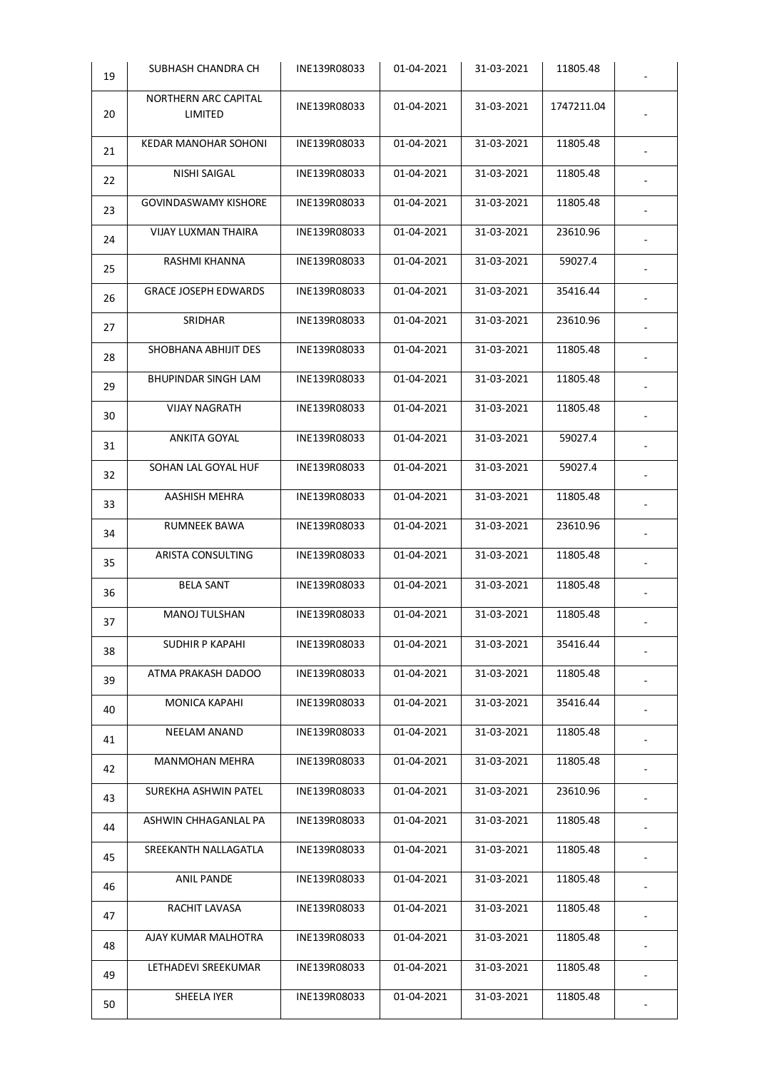| | | | | | | |
|---|---|---|---|---|---|---|
| 19 | SUBHASH CHANDRA CH | INE139R08033 | 01-04-2021 | 31-03-2021 | 11805.48 | - |
| 20 | NORTHERN ARC CAPITAL LIMITED | INE139R08033 | 01-04-2021 | 31-03-2021 | 1747211.04 | - |
| 21 | KEDAR MANOHAR SOHONI | INE139R08033 | 01-04-2021 | 31-03-2021 | 11805.48 | - |
| 22 | NISHI SAIGAL | INE139R08033 | 01-04-2021 | 31-03-2021 | 11805.48 | - |
| 23 | GOVINDASWAMY KISHORE | INE139R08033 | 01-04-2021 | 31-03-2021 | 11805.48 | - |
| 24 | VIJAY LUXMAN THAIRA | INE139R08033 | 01-04-2021 | 31-03-2021 | 23610.96 | - |
| 25 | RASHMI KHANNA | INE139R08033 | 01-04-2021 | 31-03-2021 | 59027.4 | - |
| 26 | GRACE JOSEPH EDWARDS | INE139R08033 | 01-04-2021 | 31-03-2021 | 35416.44 | - |
| 27 | SRIDHAR | INE139R08033 | 01-04-2021 | 31-03-2021 | 23610.96 | - |
| 28 | SHOBHANA ABHIJIT DES | INE139R08033 | 01-04-2021 | 31-03-2021 | 11805.48 | - |
| 29 | BHUPINDAR SINGH LAM | INE139R08033 | 01-04-2021 | 31-03-2021 | 11805.48 | - |
| 30 | VIJAY NAGRATH | INE139R08033 | 01-04-2021 | 31-03-2021 | 11805.48 | - |
| 31 | ANKITA GOYAL | INE139R08033 | 01-04-2021 | 31-03-2021 | 59027.4 | - |
| 32 | SOHAN LAL GOYAL HUF | INE139R08033 | 01-04-2021 | 31-03-2021 | 59027.4 | - |
| 33 | AASHISH MEHRA | INE139R08033 | 01-04-2021 | 31-03-2021 | 11805.48 | - |
| 34 | RUMNEEK BAWA | INE139R08033 | 01-04-2021 | 31-03-2021 | 23610.96 | - |
| 35 | ARISTA CONSULTING | INE139R08033 | 01-04-2021 | 31-03-2021 | 11805.48 | - |
| 36 | BELA SANT | INE139R08033 | 01-04-2021 | 31-03-2021 | 11805.48 | - |
| 37 | MANOJ TULSHAN | INE139R08033 | 01-04-2021 | 31-03-2021 | 11805.48 | - |
| 38 | SUDHIR P KAPAHI | INE139R08033 | 01-04-2021 | 31-03-2021 | 35416.44 | - |
| 39 | ATMA PRAKASH DADOO | INE139R08033 | 01-04-2021 | 31-03-2021 | 11805.48 | - |
| 40 | MONICA KAPAHI | INE139R08033 | 01-04-2021 | 31-03-2021 | 35416.44 | - |
| 41 | NEELAM ANAND | INE139R08033 | 01-04-2021 | 31-03-2021 | 11805.48 | - |
| 42 | MANMOHAN MEHRA | INE139R08033 | 01-04-2021 | 31-03-2021 | 11805.48 | - |
| 43 | SUREKHA ASHWIN PATEL | INE139R08033 | 01-04-2021 | 31-03-2021 | 23610.96 | - |
| 44 | ASHWIN CHHAGANLAL PA | INE139R08033 | 01-04-2021 | 31-03-2021 | 11805.48 | - |
| 45 | SREEKANTH NALLAGATLA | INE139R08033 | 01-04-2021 | 31-03-2021 | 11805.48 | - |
| 46 | ANIL PANDE | INE139R08033 | 01-04-2021 | 31-03-2021 | 11805.48 | - |
| 47 | RACHIT LAVASA | INE139R08033 | 01-04-2021 | 31-03-2021 | 11805.48 | - |
| 48 | AJAY KUMAR MALHOTRA | INE139R08033 | 01-04-2021 | 31-03-2021 | 11805.48 | - |
| 49 | LETHADEVI SREEKUMAR | INE139R08033 | 01-04-2021 | 31-03-2021 | 11805.48 | - |
| 50 | SHEELA IYER | INE139R08033 | 01-04-2021 | 31-03-2021 | 11805.48 | - |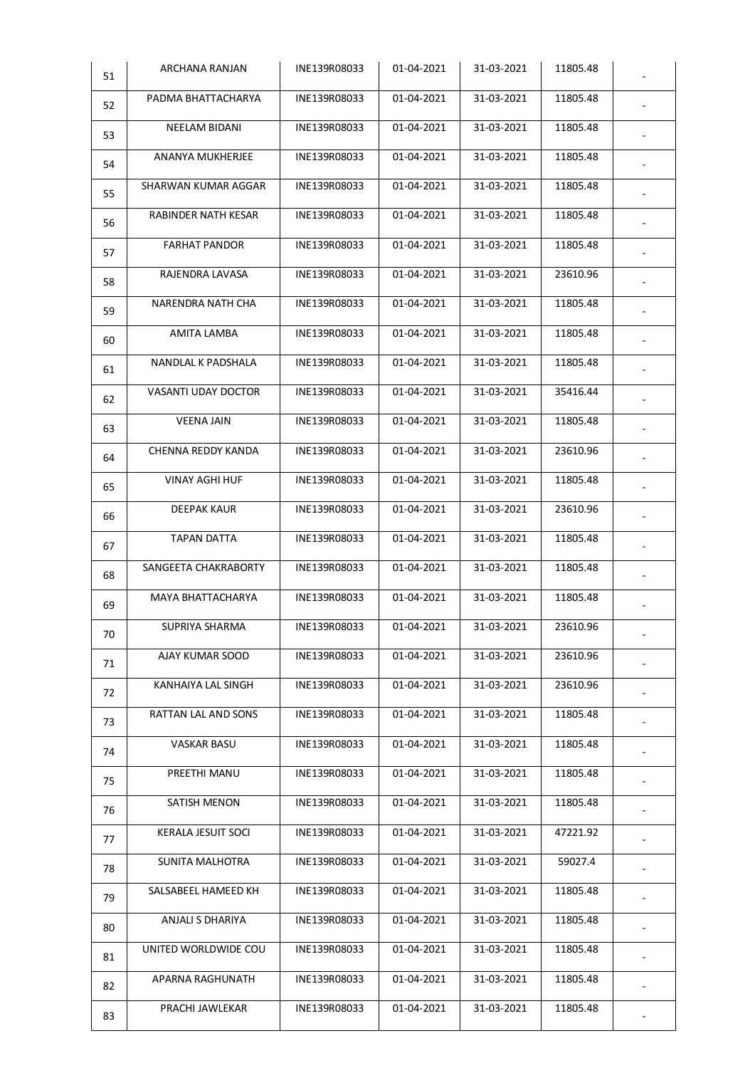| 51 | ARCHANA RANJAN | INE139R08033 | 01-04-2021 | 31-03-2021 | 11805.48 | - |
|---|---|---|---|---|---|---|
| 52 | PADMA BHATTACHARYA | INE139R08033 | 01-04-2021 | 31-03-2021 | 11805.48 | - |
| 53 | NEELAM BIDANI | INE139R08033 | 01-04-2021 | 31-03-2021 | 11805.48 | - |
| 54 | ANANYA MUKHERJEE | INE139R08033 | 01-04-2021 | 31-03-2021 | 11805.48 | - |
| 55 | SHARWAN KUMAR AGGAR | INE139R08033 | 01-04-2021 | 31-03-2021 | 11805.48 | - |
| 56 | RABINDER NATH KESAR | INE139R08033 | 01-04-2021 | 31-03-2021 | 11805.48 | - |
| 57 | FARHAT PANDOR | INE139R08033 | 01-04-2021 | 31-03-2021 | 11805.48 | - |
| 58 | RAJENDRA LAVASA | INE139R08033 | 01-04-2021 | 31-03-2021 | 23610.96 | - |
| 59 | NARENDRA NATH CHA | INE139R08033 | 01-04-2021 | 31-03-2021 | 11805.48 | - |
| 60 | AMITA LAMBA | INE139R08033 | 01-04-2021 | 31-03-2021 | 11805.48 | - |
| 61 | NANDLAL K PADSHALA | INE139R08033 | 01-04-2021 | 31-03-2021 | 11805.48 | - |
| 62 | VASANTI UDAY DOCTOR | INE139R08033 | 01-04-2021 | 31-03-2021 | 35416.44 | - |
| 63 | VEENA JAIN | INE139R08033 | 01-04-2021 | 31-03-2021 | 11805.48 | - |
| 64 | CHENNA REDDY KANDA | INE139R08033 | 01-04-2021 | 31-03-2021 | 23610.96 | - |
| 65 | VINAY AGHI HUF | INE139R08033 | 01-04-2021 | 31-03-2021 | 11805.48 | - |
| 66 | DEEPAK KAUR | INE139R08033 | 01-04-2021 | 31-03-2021 | 23610.96 | - |
| 67 | TAPAN DATTA | INE139R08033 | 01-04-2021 | 31-03-2021 | 11805.48 | - |
| 68 | SANGEETA CHAKRABORTY | INE139R08033 | 01-04-2021 | 31-03-2021 | 11805.48 | - |
| 69 | MAYA BHATTACHARYA | INE139R08033 | 01-04-2021 | 31-03-2021 | 11805.48 | - |
| 70 | SUPRIYA SHARMA | INE139R08033 | 01-04-2021 | 31-03-2021 | 23610.96 | - |
| 71 | AJAY KUMAR SOOD | INE139R08033 | 01-04-2021 | 31-03-2021 | 23610.96 | - |
| 72 | KANHAIYA LAL SINGH | INE139R08033 | 01-04-2021 | 31-03-2021 | 23610.96 | - |
| 73 | RATTAN LAL AND SONS | INE139R08033 | 01-04-2021 | 31-03-2021 | 11805.48 | - |
| 74 | VASKAR BASU | INE139R08033 | 01-04-2021 | 31-03-2021 | 11805.48 | - |
| 75 | PREETHI MANU | INE139R08033 | 01-04-2021 | 31-03-2021 | 11805.48 | - |
| 76 | SATISH MENON | INE139R08033 | 01-04-2021 | 31-03-2021 | 11805.48 | - |
| 77 | KERALA JESUIT SOCI | INE139R08033 | 01-04-2021 | 31-03-2021 | 47221.92 | - |
| 78 | SUNITA MALHOTRA | INE139R08033 | 01-04-2021 | 31-03-2021 | 59027.4 | - |
| 79 | SALSABEEL HAMEED KH | INE139R08033 | 01-04-2021 | 31-03-2021 | 11805.48 | - |
| 80 | ANJALI S DHARIYA | INE139R08033 | 01-04-2021 | 31-03-2021 | 11805.48 | - |
| 81 | UNITED WORLDWIDE COU | INE139R08033 | 01-04-2021 | 31-03-2021 | 11805.48 | - |
| 82 | APARNA RAGHUNATH | INE139R08033 | 01-04-2021 | 31-03-2021 | 11805.48 | - |
| 83 | PRACHI JAWLEKAR | INE139R08033 | 01-04-2021 | 31-03-2021 | 11805.48 | - |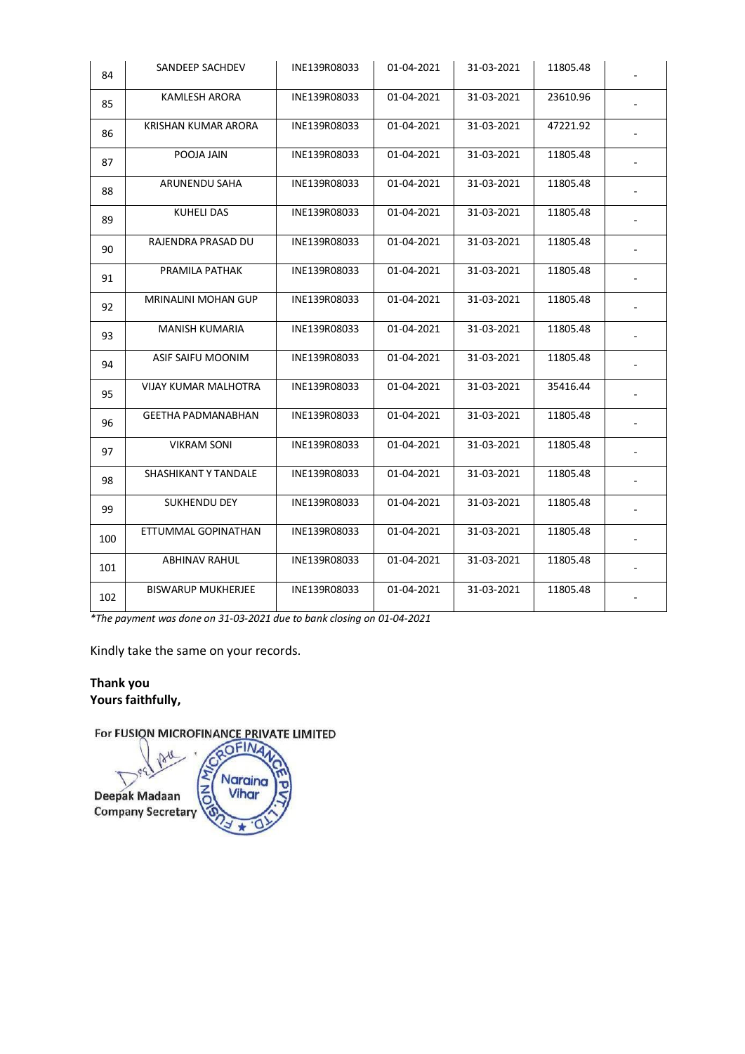| | | | | | | |
|---|---|---|---|---|---|---|
| 84 | SANDEEP SACHDEV | INE139R08033 | 01-04-2021 | 31-03-2021 | 11805.48 | - |
| 85 | KAMLESH ARORA | INE139R08033 | 01-04-2021 | 31-03-2021 | 23610.96 | - |
| 86 | KRISHAN KUMAR ARORA | INE139R08033 | 01-04-2021 | 31-03-2021 | 47221.92 | - |
| 87 | POOJA JAIN | INE139R08033 | 01-04-2021 | 31-03-2021 | 11805.48 | - |
| 88 | ARUNENDU SAHA | INE139R08033 | 01-04-2021 | 31-03-2021 | 11805.48 | - |
| 89 | KUHELI DAS | INE139R08033 | 01-04-2021 | 31-03-2021 | 11805.48 | - |
| 90 | RAJENDRA PRASAD DU | INE139R08033 | 01-04-2021 | 31-03-2021 | 11805.48 | - |
| 91 | PRAMILA PATHAK | INE139R08033 | 01-04-2021 | 31-03-2021 | 11805.48 | - |
| 92 | MRINALINI MOHAN GUP | INE139R08033 | 01-04-2021 | 31-03-2021 | 11805.48 | - |
| 93 | MANISH KUMARIA | INE139R08033 | 01-04-2021 | 31-03-2021 | 11805.48 | - |
| 94 | ASIF SAIFU MOONIM | INE139R08033 | 01-04-2021 | 31-03-2021 | 11805.48 | - |
| 95 | VIJAY KUMAR MALHOTRA | INE139R08033 | 01-04-2021 | 31-03-2021 | 35416.44 | - |
| 96 | GEETHA PADMANABHAN | INE139R08033 | 01-04-2021 | 31-03-2021 | 11805.48 | - |
| 97 | VIKRAM SONI | INE139R08033 | 01-04-2021 | 31-03-2021 | 11805.48 | - |
| 98 | SHASHIKANT Y TANDALE | INE139R08033 | 01-04-2021 | 31-03-2021 | 11805.48 | - |
| 99 | SUKHENDU DEY | INE139R08033 | 01-04-2021 | 31-03-2021 | 11805.48 | - |
| 100 | ETTUMMAL GOPINATHAN | INE139R08033 | 01-04-2021 | 31-03-2021 | 11805.48 | - |
| 101 | ABHINAV RAHUL | INE139R08033 | 01-04-2021 | 31-03-2021 | 11805.48 | - |
| 102 | BISWARUP MUKHERJEE | INE139R08033 | 01-04-2021 | 31-03-2021 | 11805.48 | - |

*\*The payment was done on 31-03-2021 due to bank closing on 01-04-2021*

Kindly take the same on your records.

**Thank you**
**Yours faithfully,**

For FUSION MICROFINANCE PRIVATE LIMITED

Deepak Madaan
Company Secretary